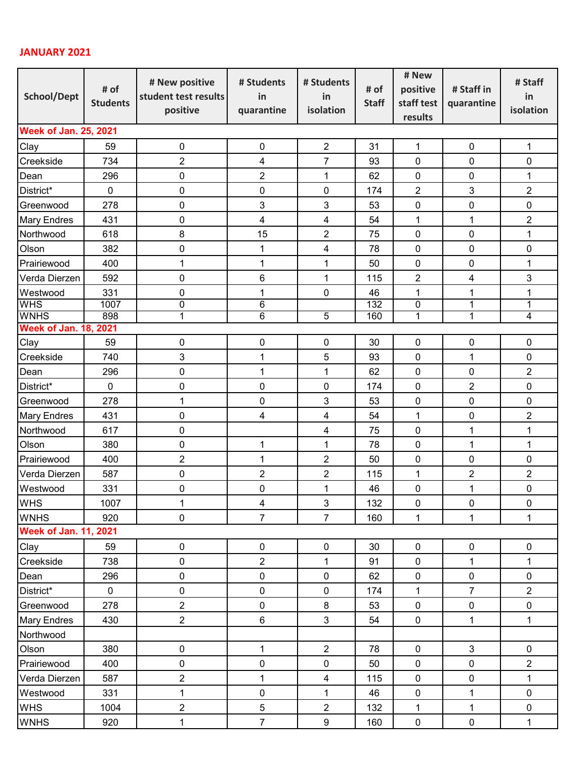## JANUARY 2021

| School/Dept | # of Students | # New positive student test results positive | # Students in quarantine | # Students in isolation | # of Staff | # New positive staff test results | # Staff in quarantine | # Staff in isolation |
|---|---|---|---|---|---|---|---|---|
| **Week of Jan. 25, 2021** | | | | | | | | |
| Clay | 59 | 0 | 0 | 2 | 31 | 1 | 0 | 1 |
| Creekside | 734 | 2 | 4 | 7 | 93 | 0 | 0 | 0 |
| Dean | 296 | 0 | 2 | 1 | 62 | 0 | 0 | 1 |
| District* | 0 | 0 | 0 | 0 | 174 | 2 | 3 | 2 |
| Greenwood | 278 | 0 | 3 | 3 | 53 | 0 | 0 | 0 |
| Mary Endres | 431 | 0 | 4 | 4 | 54 | 1 | 1 | 2 |
| Northwood | 618 | 8 | 15 | 2 | 75 | 0 | 0 | 1 |
| Olson | 382 | 0 | 1 | 4 | 78 | 0 | 0 | 0 |
| Prairiewood | 400 | 1 | 1 | 1 | 50 | 0 | 0 | 1 |
| Verda Dierzen | 592 | 0 | 6 | 1 | 115 | 2 | 4 | 3 |
| Westwood | 331 | 0 | 1 | 0 | 46 | 1 | 1 | 1 |
| WHS | 1007 | 0 | 6 | | 132 | 0 | 1 | 1 |
| WNHS | 898 | 1 | 6 | 5 | 160 | 1 | 1 | 4 |
| **Week of Jan. 18, 2021** | | | | | | | | |
| Clay | 59 | 0 | 0 | 0 | 30 | 0 | 0 | 0 |
| Creekside | 740 | 3 | 1 | 5 | 93 | 0 | 1 | 0 |
| Dean | 296 | 0 | 1 | 1 | 62 | 0 | 0 | 2 |
| District* | 0 | 0 | 0 | 0 | 174 | 0 | 2 | 0 |
| Greenwood | 278 | 1 | 0 | 3 | 53 | 0 | 0 | 0 |
| Mary Endres | 431 | 0 | 4 | 4 | 54 | 1 | 0 | 2 |
| Northwood | 617 | 0 | | 4 | 75 | 0 | 1 | 1 |
| Olson | 380 | 0 | 1 | 1 | 78 | 0 | 1 | 1 |
| Prairiewood | 400 | 2 | 1 | 2 | 50 | 0 | 0 | 0 |
| Verda Dierzen | 587 | 0 | 2 | 2 | 115 | 1 | 2 | 2 |
| Westwood | 331 | 0 | 0 | 1 | 46 | 0 | 1 | 0 |
| WHS | 1007 | 1 | 4 | 3 | 132 | 0 | 0 | 0 |
| WNHS | 920 | 0 | 7 | 7 | 160 | 1 | 1 | 1 |
| **Week of Jan. 11, 2021** | | | | | | | | |
| Clay | 59 | 0 | 0 | 0 | 30 | 0 | 0 | 0 |
| Creekside | 738 | 0 | 2 | 1 | 91 | 0 | 1 | 1 |
| Dean | 296 | 0 | 0 | 0 | 62 | 0 | 0 | 0 |
| District* | 0 | 0 | 0 | 0 | 174 | 1 | 7 | 2 |
| Greenwood | 278 | 2 | 0 | 8 | 53 | 0 | 0 | 0 |
| Mary Endres | 430 | 2 | 6 | 3 | 54 | 0 | 1 | 1 |
| Northwood | | | | | | | | |
| Olson | 380 | 0 | 1 | 2 | 78 | 0 | 3 | 0 |
| Prairiewood | 400 | 0 | 0 | 0 | 50 | 0 | 0 | 2 |
| Verda Dierzen | 587 | 2 | 1 | 4 | 115 | 0 | 0 | 1 |
| Westwood | 331 | 1 | 0 | 1 | 46 | 0 | 1 | 0 |
| WHS | 1004 | 2 | 5 | 2 | 132 | 1 | 1 | 0 |
| WNHS | 920 | 1 | 7 | 9 | 160 | 0 | 0 | 1 |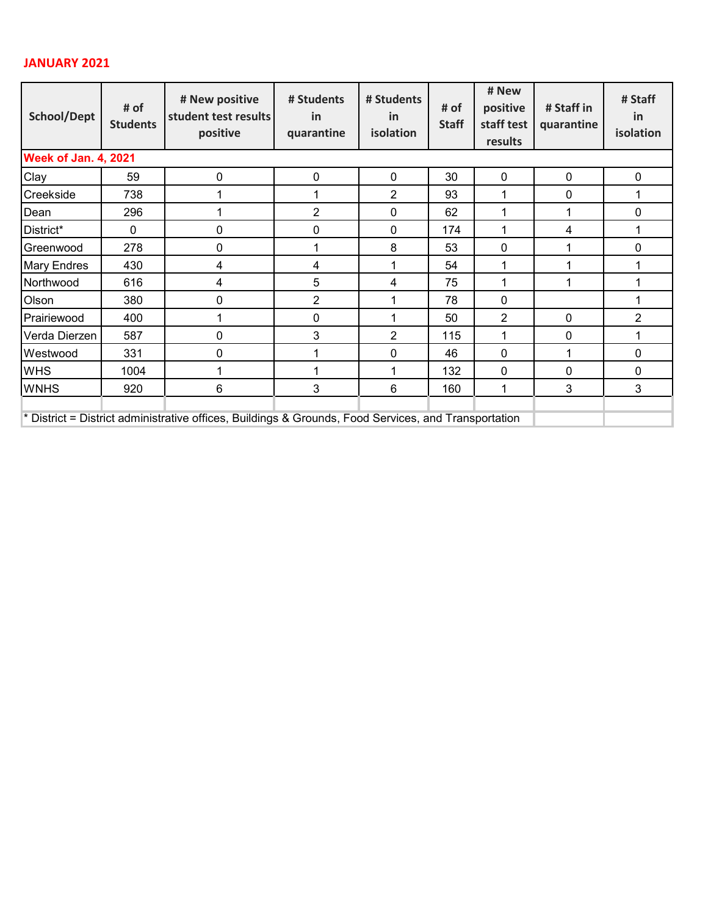**JANUARY 2021**

| School/Dept | # of Students | # New positive student test results positive | # Students in quarantine | # Students in isolation | # of Staff | # New positive staff test results | # Staff in quarantine | # Staff in isolation |
|---|---|---|---|---|---|---|---|---|
| **Week of Jan. 4, 2021** | | | | | | | | |
| Clay | 59 | 0 | 0 | 0 | 30 | 0 | 0 | 0 |
| Creekside | 738 | 1 | 1 | 2 | 93 | 1 | 0 | 1 |
| Dean | 296 | 1 | 2 | 0 | 62 | 1 | 1 | 0 |
| District* | 0 | 0 | 0 | 0 | 174 | 1 | 4 | 1 |
| Greenwood | 278 | 0 | 1 | 8 | 53 | 0 | 1 | 0 |
| Mary Endres | 430 | 4 | 4 | 1 | 54 | 1 | 1 | 1 |
| Northwood | 616 | 4 | 5 | 4 | 75 | 1 | 1 | 1 |
| Olson | 380 | 0 | 2 | 1 | 78 | 0 | | 1 |
| Prairiewood | 400 | 1 | 0 | 1 | 50 | 2 | 0 | 2 |
| Verda Dierzen | 587 | 0 | 3 | 2 | 115 | 1 | 0 | 1 |
| Westwood | 331 | 0 | 1 | 0 | 46 | 0 | 1 | 0 |
| WHS | 1004 | 1 | 1 | 1 | 132 | 0 | 0 | 0 |
| WNHS | 920 | 6 | 3 | 6 | 160 | 1 | 3 | 3 |

* District = District administrative offices, Buildings & Grounds, Food Services, and Transportation